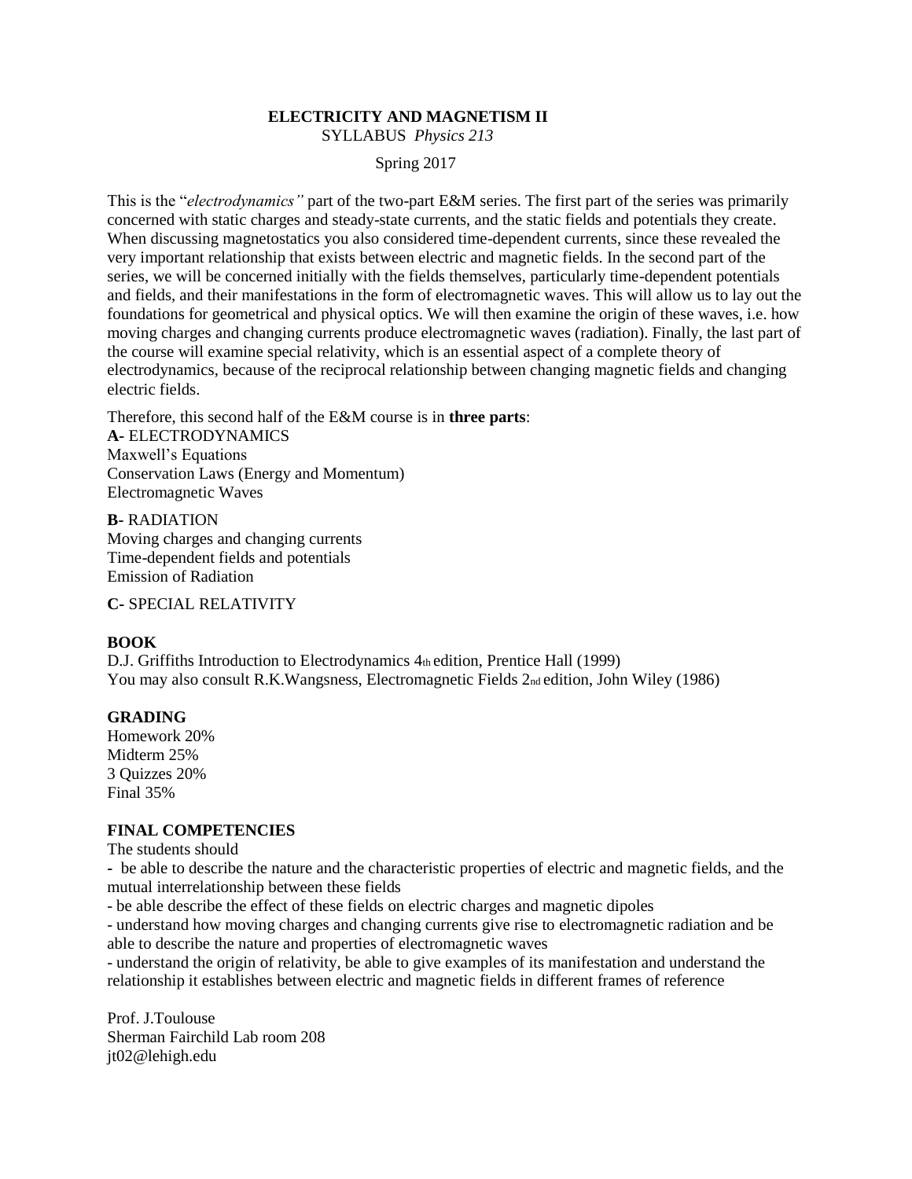# ELECTRICITY AND MAGNETISM II

SYLLABUS *Physics 213*

Spring 2017

This is the "*electrodynamics"* part of the two-part E&M series. The first part of the series was primarily concerned with static charges and steady-state currents, and the static fields and potentials they create. When discussing magnetostatics you also considered time-dependent currents, since these revealed the very important relationship that exists between electric and magnetic fields. In the second part of the series, we will be concerned initially with the fields themselves, particularly time-dependent potentials and fields, and their manifestations in the form of electromagnetic waves. This will allow us to lay out the foundations for geometrical and physical optics. We will then examine the origin of these waves, i.e. how moving charges and changing currents produce electromagnetic waves (radiation). Finally, the last part of the course will examine special relativity, which is an essential aspect of a complete theory of electrodynamics, because of the reciprocal relationship between changing magnetic fields and changing electric fields.

Therefore, this second half of the E&M course is in **three parts**:

**A-** ELECTRODYNAMICS
Maxwell's Equations
Conservation Laws (Energy and Momentum)
Electromagnetic Waves

**B-** RADIATION
Moving charges and changing currents
Time-dependent fields and potentials
Emission of Radiation

**C-** SPECIAL RELATIVITY

## BOOK

D.J. Griffiths Introduction to Electrodynamics 4th edition, Prentice Hall (1999)
You may also consult R.K.Wangsness, Electromagnetic Fields 2nd edition, John Wiley (1986)

## GRADING

Homework 20%
Midterm 25%
3 Quizzes 20%
Final 35%

## FINAL COMPETENCIES

The students should

- be able to describe the nature and the characteristic properties of electric and magnetic fields, and the mutual interrelationship between these fields
- be able describe the effect of these fields on electric charges and magnetic dipoles
- understand how moving charges and changing currents give rise to electromagnetic radiation and be able to describe the nature and properties of electromagnetic waves
- understand the origin of relativity, be able to give examples of its manifestation and understand the relationship it establishes between electric and magnetic fields in different frames of reference

Prof. J.Toulouse
Sherman Fairchild Lab room 208
jt02@lehigh.edu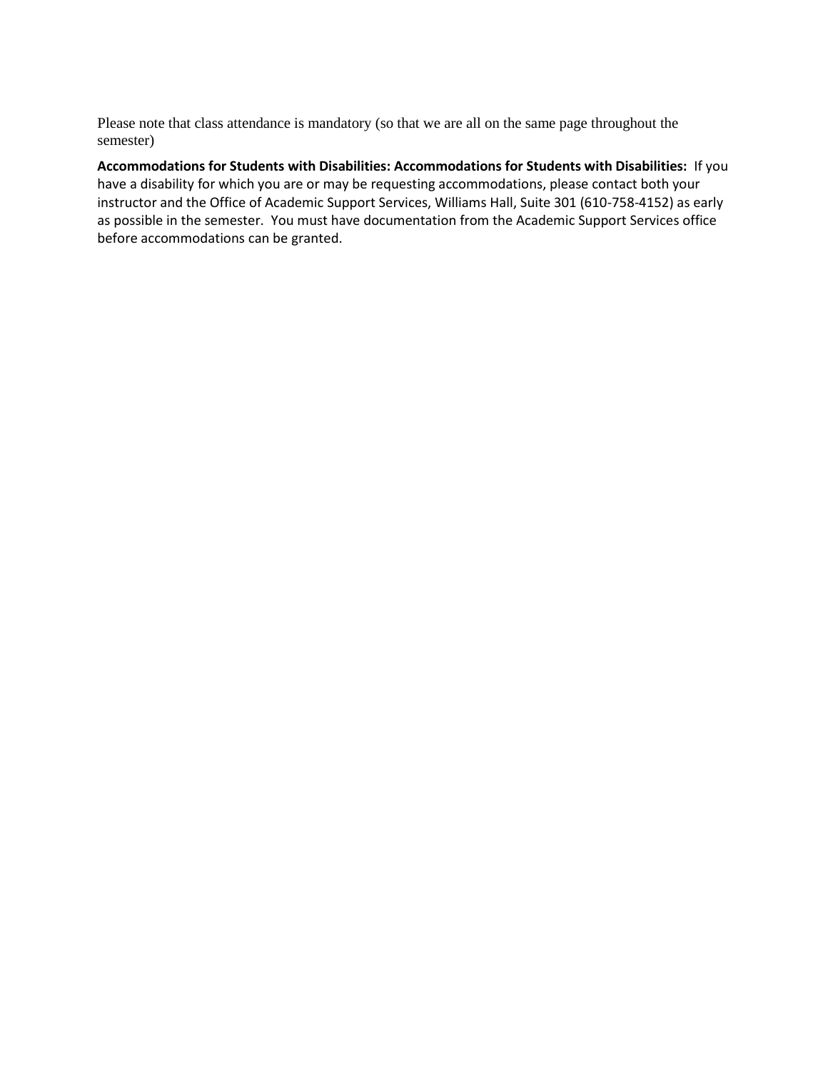Please note that class attendance is mandatory (so that we are all on the same page throughout the semester)

**Accommodations for Students with Disabilities: Accommodations for Students with Disabilities:** If you have a disability for which you are or may be requesting accommodations, please contact both your instructor and the Office of Academic Support Services, Williams Hall, Suite 301 (610-758-4152) as early as possible in the semester. You must have documentation from the Academic Support Services office before accommodations can be granted.